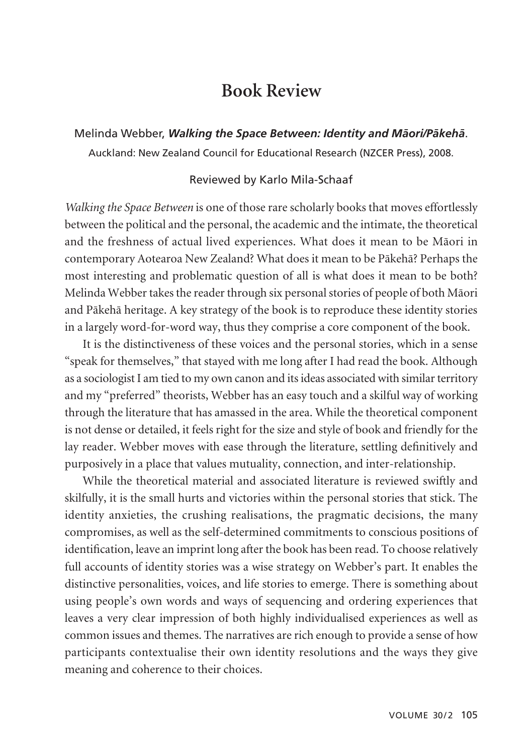# Book Review

Melinda Webber, ***Walking the Space Between: Identity and Māori/Pākehā***.
Auckland: New Zealand Council for Educational Research (NZCER Press), 2008.

Reviewed by Karlo Mila-Schaaf

*Walking the Space Between* is one of those rare scholarly books that moves effortlessly between the political and the personal, the academic and the intimate, the theoretical and the freshness of actual lived experiences. What does it mean to be Māori in contemporary Aotearoa New Zealand? What does it mean to be Pākehā? Perhaps the most interesting and problematic question of all is what does it mean to be both? Melinda Webber takes the reader through six personal stories of people of both Māori and Pākehā heritage. A key strategy of the book is to reproduce these identity stories in a largely word-for-word way, thus they comprise a core component of the book.

It is the distinctiveness of these voices and the personal stories, which in a sense "speak for themselves," that stayed with me long after I had read the book. Although as a sociologist I am tied to my own canon and its ideas associated with similar territory and my "preferred" theorists, Webber has an easy touch and a skilful way of working through the literature that has amassed in the area. While the theoretical component is not dense or detailed, it feels right for the size and style of book and friendly for the lay reader. Webber moves with ease through the literature, settling definitively and purposively in a place that values mutuality, connection, and inter-relationship.

While the theoretical material and associated literature is reviewed swiftly and skilfully, it is the small hurts and victories within the personal stories that stick. The identity anxieties, the crushing realisations, the pragmatic decisions, the many compromises, as well as the self-determined commitments to conscious positions of identification, leave an imprint long after the book has been read. To choose relatively full accounts of identity stories was a wise strategy on Webber's part. It enables the distinctive personalities, voices, and life stories to emerge. There is something about using people's own words and ways of sequencing and ordering experiences that leaves a very clear impression of both highly individualised experiences as well as common issues and themes. The narratives are rich enough to provide a sense of how participants contextualise their own identity resolutions and the ways they give meaning and coherence to their choices.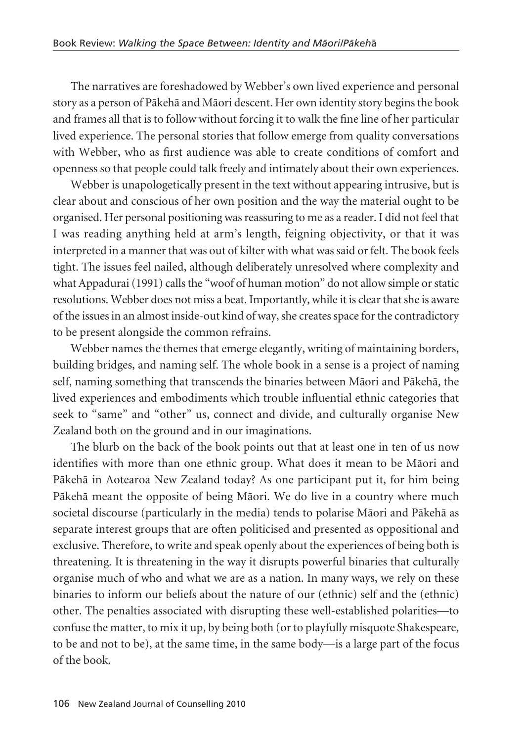The narratives are foreshadowed by Webber's own lived experience and personal story as a person of Pākehā and Māori descent. Her own identity story begins the book and frames all that is to follow without forcing it to walk the fine line of her particular lived experience. The personal stories that follow emerge from quality conversations with Webber, who as first audience was able to create conditions of comfort and openness so that people could talk freely and intimately about their own experiences.

Webber is unapologetically present in the text without appearing intrusive, but is clear about and conscious of her own position and the way the material ought to be organised. Her personal positioning was reassuring to me as a reader. I did not feel that I was reading anything held at arm's length, feigning objectivity, or that it was interpreted in a manner that was out of kilter with what was said or felt. The book feels tight. The issues feel nailed, although deliberately unresolved where complexity and what Appadurai (1991) calls the "woof of human motion" do not allow simple or static resolutions. Webber does not miss a beat. Importantly, while it is clear that she is aware of the issues in an almost inside-out kind of way, she creates space for the contradictory to be present alongside the common refrains.

Webber names the themes that emerge elegantly, writing of maintaining borders, building bridges, and naming self. The whole book in a sense is a project of naming self, naming something that transcends the binaries between Māori and Pākehā, the lived experiences and embodiments which trouble influential ethnic categories that seek to "same" and "other" us, connect and divide, and culturally organise New Zealand both on the ground and in our imaginations.

The blurb on the back of the book points out that at least one in ten of us now identifies with more than one ethnic group. What does it mean to be Māori and Pākehā in Aotearoa New Zealand today? As one participant put it, for him being Pākehā meant the opposite of being Māori. We do live in a country where much societal discourse (particularly in the media) tends to polarise Māori and Pākehā as separate interest groups that are often politicised and presented as oppositional and exclusive. Therefore, to write and speak openly about the experiences of being both is threatening. It is threatening in the way it disrupts powerful binaries that culturally organise much of who and what we are as a nation. In many ways, we rely on these binaries to inform our beliefs about the nature of our (ethnic) self and the (ethnic) other. The penalties associated with disrupting these well-established polarities—to confuse the matter, to mix it up, by being both (or to playfully misquote Shakespeare, to be and not to be), at the same time, in the same body—is a large part of the focus of the book.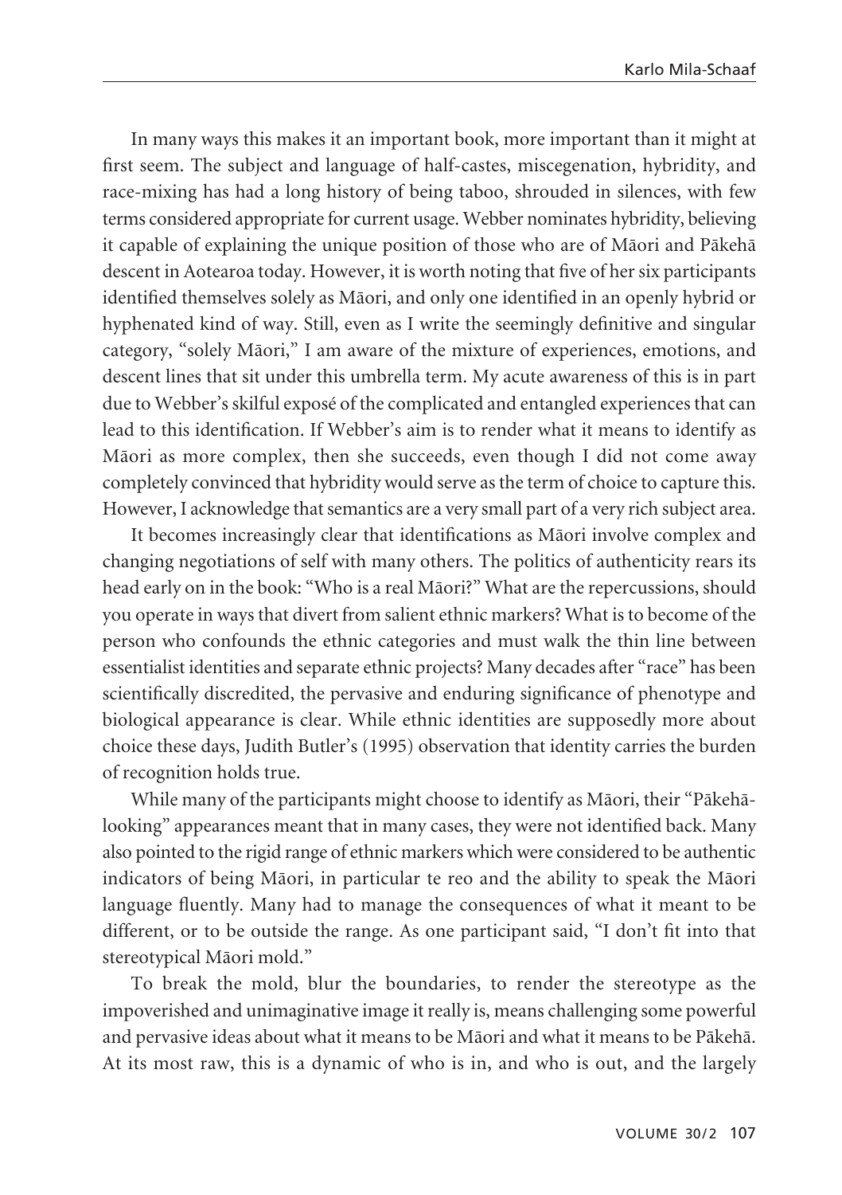In many ways this makes it an important book, more important than it might at first seem. The subject and language of half-castes, miscegenation, hybridity, and race-mixing has had a long history of being taboo, shrouded in silences, with few terms considered appropriate for current usage. Webber nominates hybridity, believing it capable of explaining the unique position of those who are of Māori and Pākehā descent in Aotearoa today. However, it is worth noting that five of her six participants identified themselves solely as Māori, and only one identified in an openly hybrid or hyphenated kind of way. Still, even as I write the seemingly definitive and singular category, "solely Māori," I am aware of the mixture of experiences, emotions, and descent lines that sit under this umbrella term. My acute awareness of this is in part due to Webber's skilful exposé of the complicated and entangled experiences that can lead to this identification. If Webber's aim is to render what it means to identify as Māori as more complex, then she succeeds, even though I did not come away completely convinced that hybridity would serve as the term of choice to capture this. However, I acknowledge that semantics are a very small part of a very rich subject area.

It becomes increasingly clear that identifications as Māori involve complex and changing negotiations of self with many others. The politics of authenticity rears its head early on in the book: "Who is a real Māori?" What are the repercussions, should you operate in ways that divert from salient ethnic markers? What is to become of the person who confounds the ethnic categories and must walk the thin line between essentialist identities and separate ethnic projects? Many decades after "race" has been scientifically discredited, the pervasive and enduring significance of phenotype and biological appearance is clear. While ethnic identities are supposedly more about choice these days, Judith Butler's (1995) observation that identity carries the burden of recognition holds true.

While many of the participants might choose to identify as Māori, their "Pākehā-looking" appearances meant that in many cases, they were not identified back. Many also pointed to the rigid range of ethnic markers which were considered to be authentic indicators of being Māori, in particular te reo and the ability to speak the Māori language fluently. Many had to manage the consequences of what it meant to be different, or to be outside the range. As one participant said, "I don't fit into that stereotypical Māori mold."

To break the mold, blur the boundaries, to render the stereotype as the impoverished and unimaginative image it really is, means challenging some powerful and pervasive ideas about what it means to be Māori and what it means to be Pākehā. At its most raw, this is a dynamic of who is in, and who is out, and the largely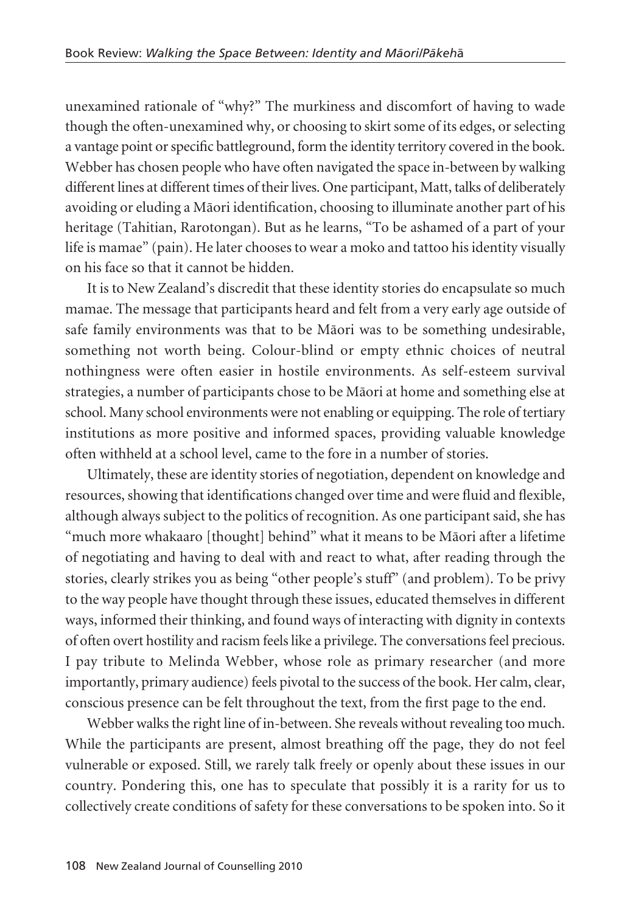unexamined rationale of "why?" The murkiness and discomfort of having to wade though the often-unexamined why, or choosing to skirt some of its edges, or selecting a vantage point or specific battleground, form the identity territory covered in the book. Webber has chosen people who have often navigated the space in-between by walking different lines at different times of their lives. One participant, Matt, talks of deliberately avoiding or eluding a Māori identification, choosing to illuminate another part of his heritage (Tahitian, Rarotongan). But as he learns, "To be ashamed of a part of your life is mamae" (pain). He later chooses to wear a moko and tattoo his identity visually on his face so that it cannot be hidden.

It is to New Zealand's discredit that these identity stories do encapsulate so much mamae. The message that participants heard and felt from a very early age outside of safe family environments was that to be Māori was to be something undesirable, something not worth being. Colour-blind or empty ethnic choices of neutral nothingness were often easier in hostile environments. As self-esteem survival strategies, a number of participants chose to be Māori at home and something else at school. Many school environments were not enabling or equipping. The role of tertiary institutions as more positive and informed spaces, providing valuable knowledge often withheld at a school level, came to the fore in a number of stories.

Ultimately, these are identity stories of negotiation, dependent on knowledge and resources, showing that identifications changed over time and were fluid and flexible, although always subject to the politics of recognition. As one participant said, she has "much more whakaaro [thought] behind" what it means to be Māori after a lifetime of negotiating and having to deal with and react to what, after reading through the stories, clearly strikes you as being "other people's stuff" (and problem). To be privy to the way people have thought through these issues, educated themselves in different ways, informed their thinking, and found ways of interacting with dignity in contexts of often overt hostility and racism feels like a privilege. The conversations feel precious. I pay tribute to Melinda Webber, whose role as primary researcher (and more importantly, primary audience) feels pivotal to the success of the book. Her calm, clear, conscious presence can be felt throughout the text, from the first page to the end.

Webber walks the right line of in-between. She reveals without revealing too much. While the participants are present, almost breathing off the page, they do not feel vulnerable or exposed. Still, we rarely talk freely or openly about these issues in our country. Pondering this, one has to speculate that possibly it is a rarity for us to collectively create conditions of safety for these conversations to be spoken into. So it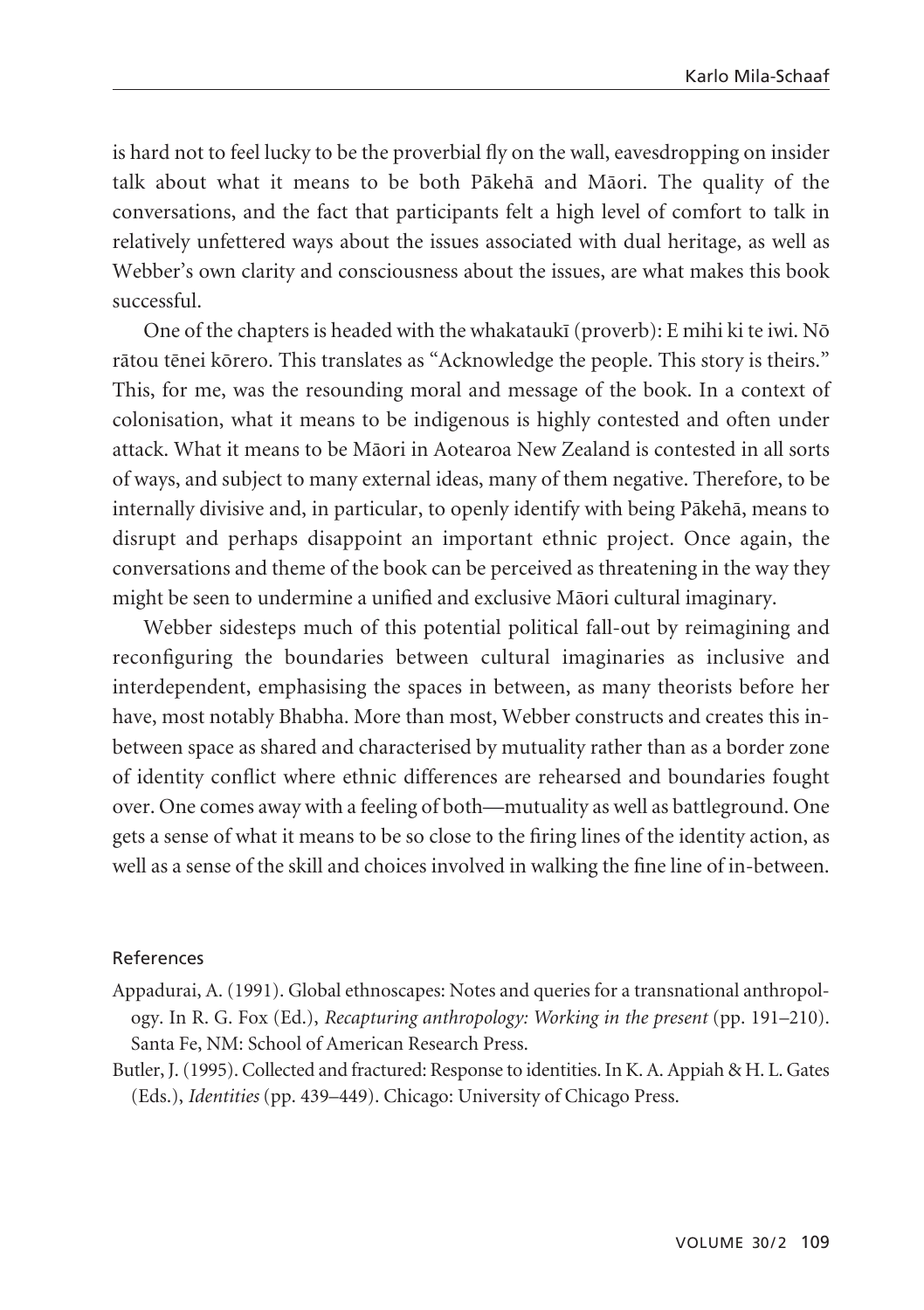is hard not to feel lucky to be the proverbial fly on the wall, eavesdropping on insider talk about what it means to be both Pākehā and Māori. The quality of the conversations, and the fact that participants felt a high level of comfort to talk in relatively unfettered ways about the issues associated with dual heritage, as well as Webber's own clarity and consciousness about the issues, are what makes this book successful.

One of the chapters is headed with the whakataukī (proverb): E mihi ki te iwi. Nō rātou tēnei kōrero. This translates as "Acknowledge the people. This story is theirs." This, for me, was the resounding moral and message of the book. In a context of colonisation, what it means to be indigenous is highly contested and often under attack. What it means to be Māori in Aotearoa New Zealand is contested in all sorts of ways, and subject to many external ideas, many of them negative. Therefore, to be internally divisive and, in particular, to openly identify with being Pākehā, means to disrupt and perhaps disappoint an important ethnic project. Once again, the conversations and theme of the book can be perceived as threatening in the way they might be seen to undermine a unified and exclusive Māori cultural imaginary.

Webber sidesteps much of this potential political fall-out by reimagining and reconfiguring the boundaries between cultural imaginaries as inclusive and interdependent, emphasising the spaces in between, as many theorists before her have, most notably Bhabha. More than most, Webber constructs and creates this in-between space as shared and characterised by mutuality rather than as a border zone of identity conflict where ethnic differences are rehearsed and boundaries fought over. One comes away with a feeling of both—mutuality as well as battleground. One gets a sense of what it means to be so close to the firing lines of the identity action, as well as a sense of the skill and choices involved in walking the fine line of in-between.

## References

Appadurai, A. (1991). Global ethnoscapes: Notes and queries for a transnational anthropology. In R. G. Fox (Ed.), *Recapturing anthropology: Working in the present* (pp. 191–210). Santa Fe, NM: School of American Research Press.

Butler, J. (1995). Collected and fractured: Response to identities. In K. A. Appiah & H. L. Gates (Eds.), *Identities* (pp. 439–449). Chicago: University of Chicago Press.